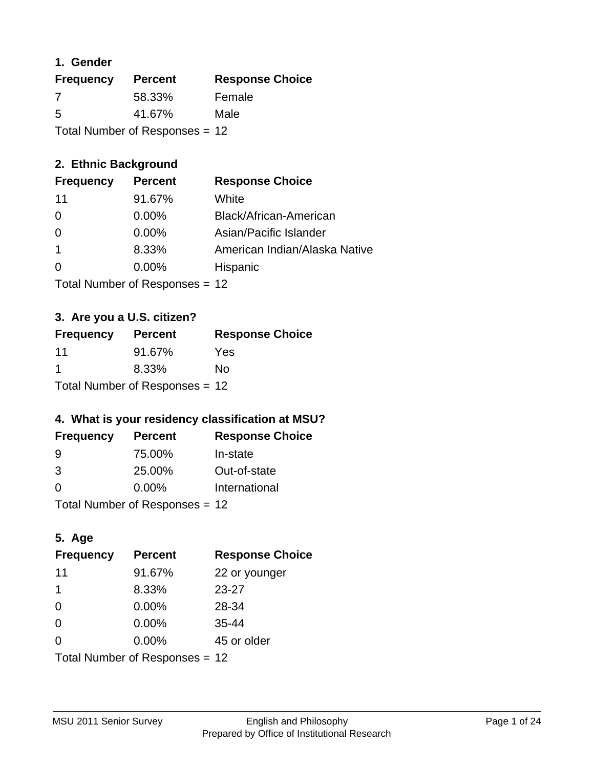### 1. Gender

| Frequency | Percent | Response Choice |
|---|---|---|
| 7 | 58.33% | Female |
| 5 | 41.67% | Male |

Total Number of Responses = 12

### 2. Ethnic Background

| Frequency | Percent | Response Choice |
|---|---|---|
| 11 | 91.67% | White |
| 0 | 0.00% | Black/African-American |
| 0 | 0.00% | Asian/Pacific Islander |
| 1 | 8.33% | American Indian/Alaska Native |
| 0 | 0.00% | Hispanic |

Total Number of Responses = 12

### 3. Are you a U.S. citizen?

| Frequency | Percent | Response Choice |
|---|---|---|
| 11 | 91.67% | Yes |
| 1 | 8.33% | No |

Total Number of Responses = 12

### 4. What is your residency classification at MSU?

| Frequency | Percent | Response Choice |
|---|---|---|
| 9 | 75.00% | In-state |
| 3 | 25.00% | Out-of-state |
| 0 | 0.00% | International |

Total Number of Responses = 12

### 5. Age

| Frequency | Percent | Response Choice |
|---|---|---|
| 11 | 91.67% | 22 or younger |
| 1 | 8.33% | 23-27 |
| 0 | 0.00% | 28-34 |
| 0 | 0.00% | 35-44 |
| 0 | 0.00% | 45 or older |

Total Number of Responses = 12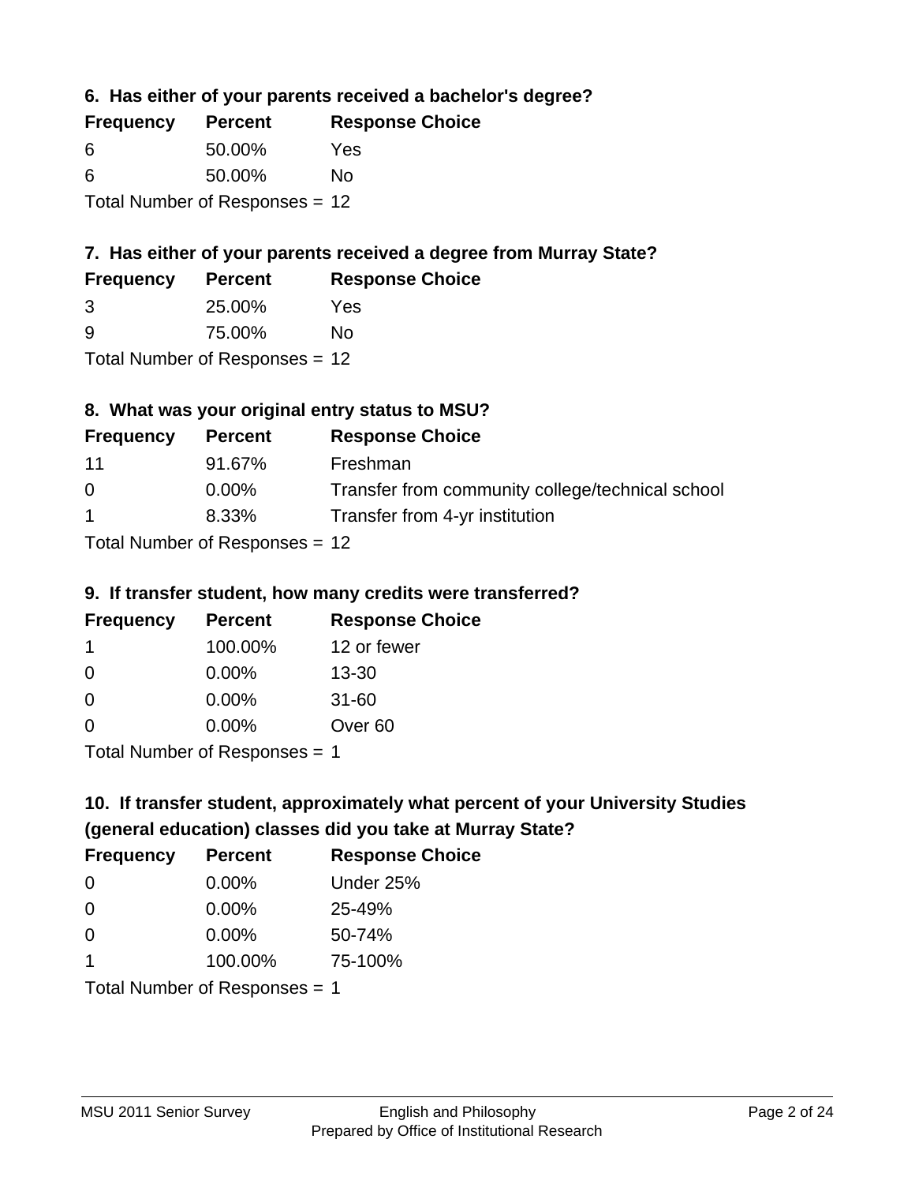### 6. Has either of your parents received a bachelor's degree?

| Frequency | Percent | Response Choice |
| --- | --- | --- |
| 6 | 50.00% | Yes |
| 6 | 50.00% | No |

Total Number of Responses = 12

### 7. Has either of your parents received a degree from Murray State?

| Frequency | Percent | Response Choice |
| --- | --- | --- |
| 3 | 25.00% | Yes |
| 9 | 75.00% | No |

Total Number of Responses = 12

### 8. What was your original entry status to MSU?

| Frequency | Percent | Response Choice |
| --- | --- | --- |
| 11 | 91.67% | Freshman |
| 0 | 0.00% | Transfer from community college/technical school |
| 1 | 8.33% | Transfer from 4-yr institution |

Total Number of Responses = 12

### 9. If transfer student, how many credits were transferred?

| Frequency | Percent | Response Choice |
| --- | --- | --- |
| 1 | 100.00% | 12 or fewer |
| 0 | 0.00% | 13-30 |
| 0 | 0.00% | 31-60 |
| 0 | 0.00% | Over 60 |

Total Number of Responses = 1

### 10. If transfer student, approximately what percent of your University Studies (general education) classes did you take at Murray State?

| Frequency | Percent | Response Choice |
| --- | --- | --- |
| 0 | 0.00% | Under 25% |
| 0 | 0.00% | 25-49% |
| 0 | 0.00% | 50-74% |
| 1 | 100.00% | 75-100% |

Total Number of Responses = 1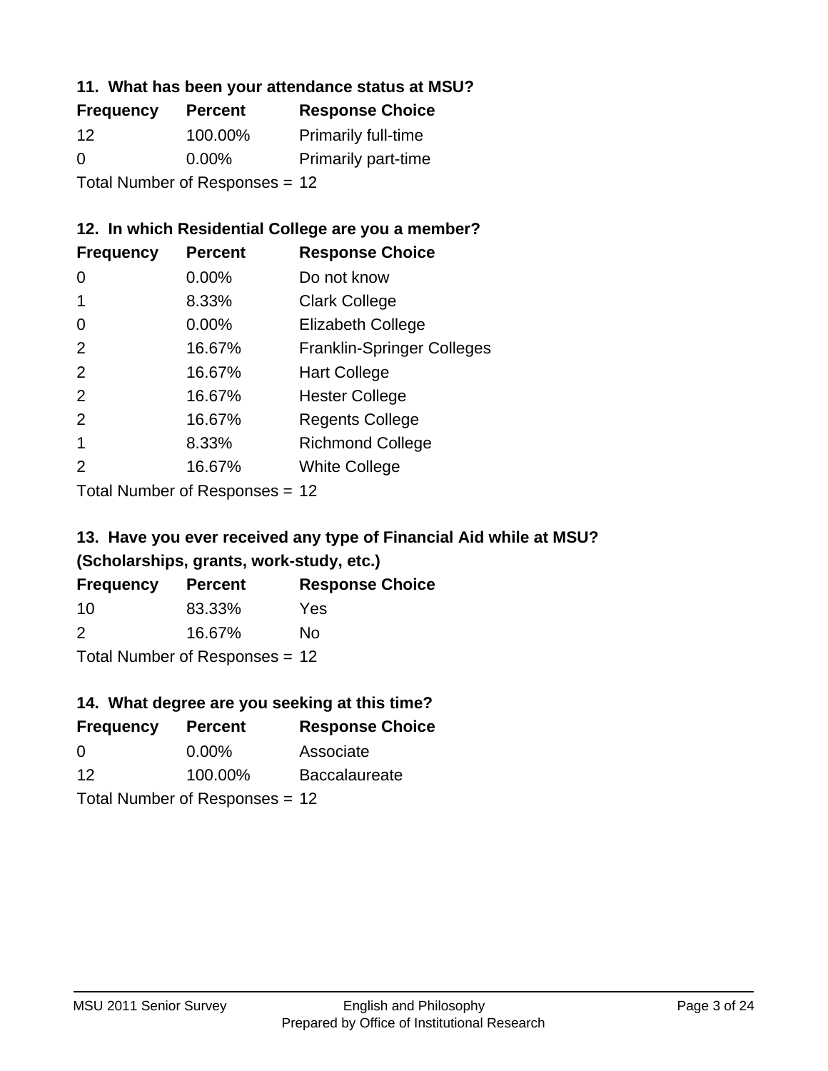### 11. What has been your attendance status at MSU?

| Frequency | Percent | Response Choice |
|---|---|---|
| 12 | 100.00% | Primarily full-time |
| 0 | 0.00% | Primarily part-time |

Total Number of Responses = 12

### 12. In which Residential College are you a member?

| Frequency | Percent | Response Choice |
|---|---|---|
| 0 | 0.00% | Do not know |
| 1 | 8.33% | Clark College |
| 0 | 0.00% | Elizabeth College |
| 2 | 16.67% | Franklin-Springer Colleges |
| 2 | 16.67% | Hart College |
| 2 | 16.67% | Hester College |
| 2 | 16.67% | Regents College |
| 1 | 8.33% | Richmond College |
| 2 | 16.67% | White College |

Total Number of Responses = 12

### 13. Have you ever received any type of Financial Aid while at MSU? (Scholarships, grants, work-study, etc.)

| Frequency | Percent | Response Choice |
|---|---|---|
| 10 | 83.33% | Yes |
| 2 | 16.67% | No |

Total Number of Responses = 12

### 14. What degree are you seeking at this time?

| Frequency | Percent | Response Choice |
|---|---|---|
| 0 | 0.00% | Associate |
| 12 | 100.00% | Baccalaureate |

Total Number of Responses = 12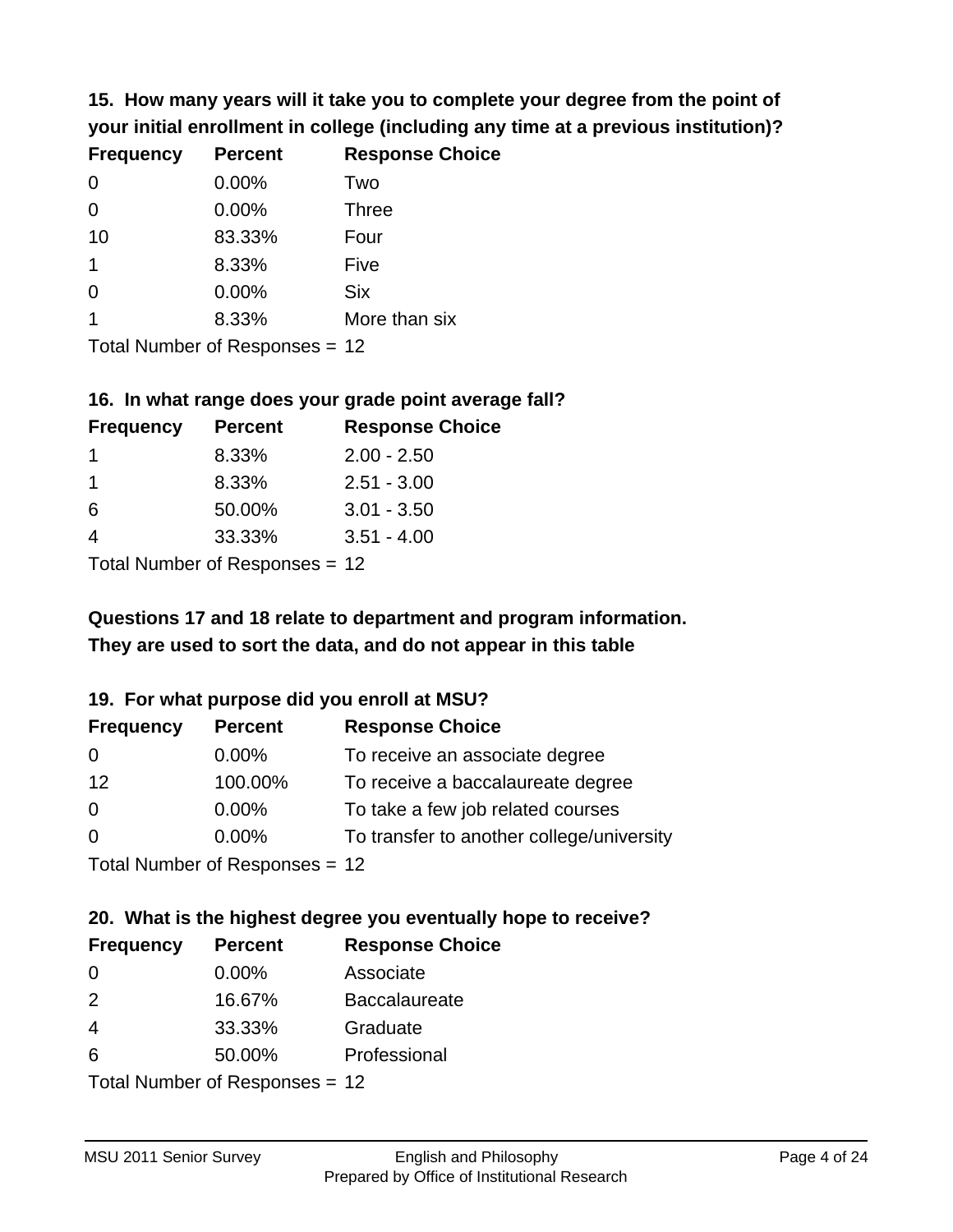**15. How many years will it take you to complete your degree from the point of your initial enrollment in college (including any time at a previous institution)?**

| Frequency | Percent | Response Choice |
|---|---|---|
| 0 | 0.00% | Two |
| 0 | 0.00% | Three |
| 10 | 83.33% | Four |
| 1 | 8.33% | Five |
| 0 | 0.00% | Six |
| 1 | 8.33% | More than six |

Total Number of Responses = 12

**16. In what range does your grade point average fall?**

| Frequency | Percent | Response Choice |
|---|---|---|
| 1 | 8.33% | 2.00 - 2.50 |
| 1 | 8.33% | 2.51 - 3.00 |
| 6 | 50.00% | 3.01 - 3.50 |
| 4 | 33.33% | 3.51 - 4.00 |

Total Number of Responses = 12

**Questions 17 and 18 relate to department and program information. They are used to sort the data, and do not appear in this table**

**19. For what purpose did you enroll at MSU?**

| Frequency | Percent | Response Choice |
|---|---|---|
| 0 | 0.00% | To receive an associate degree |
| 12 | 100.00% | To receive a baccalaureate degree |
| 0 | 0.00% | To take a few job related courses |
| 0 | 0.00% | To transfer to another college/university |

Total Number of Responses = 12

**20. What is the highest degree you eventually hope to receive?**

| Frequency | Percent | Response Choice |
|---|---|---|
| 0 | 0.00% | Associate |
| 2 | 16.67% | Baccalaureate |
| 4 | 33.33% | Graduate |
| 6 | 50.00% | Professional |

Total Number of Responses = 12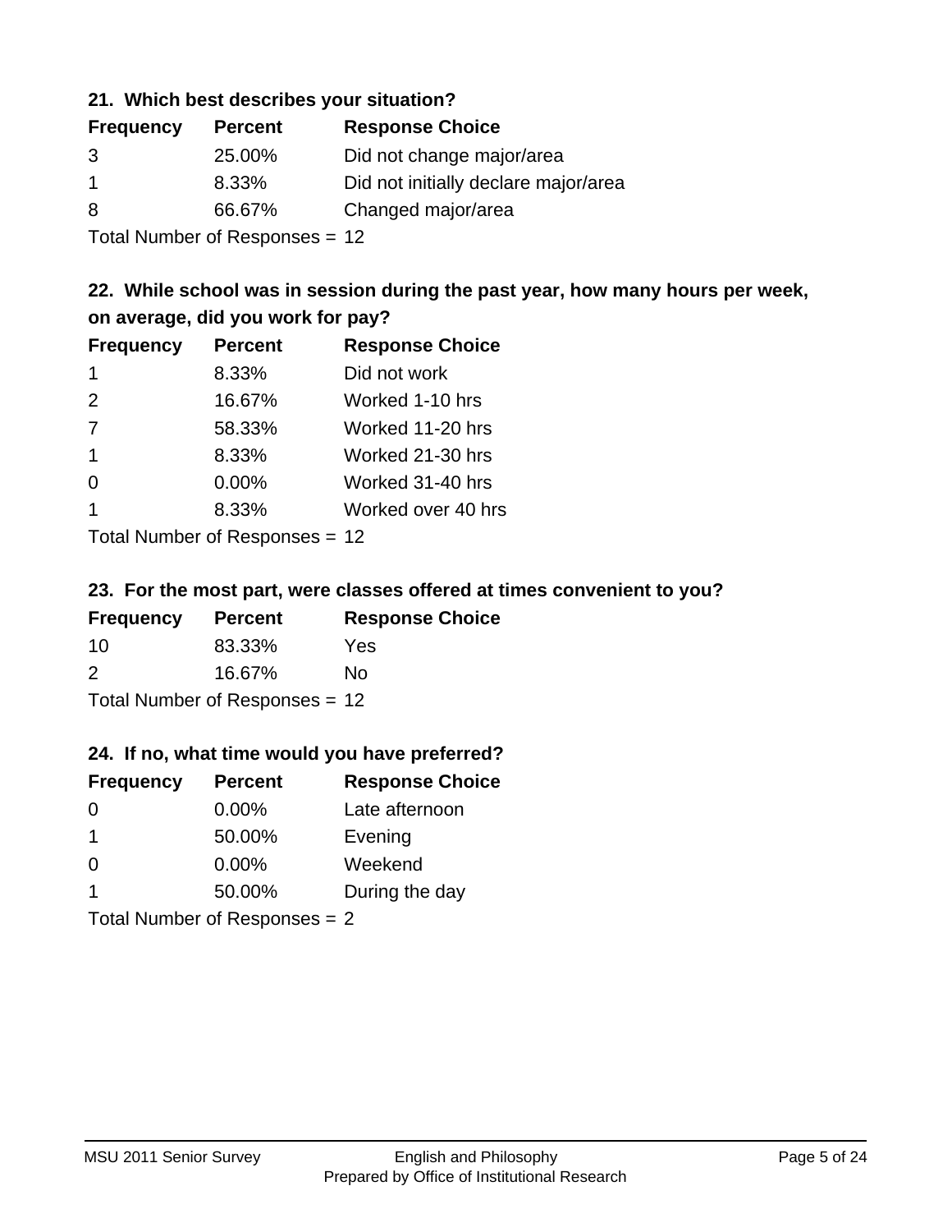### 21. Which best describes your situation?

| Frequency | Percent | Response Choice |
|---|---|---|
| 3 | 25.00% | Did not change major/area |
| 1 | 8.33% | Did not initially declare major/area |
| 8 | 66.67% | Changed major/area |

Total Number of Responses = 12

### 22. While school was in session during the past year, how many hours per week, on average, did you work for pay?

| Frequency | Percent | Response Choice |
|---|---|---|
| 1 | 8.33% | Did not work |
| 2 | 16.67% | Worked 1-10 hrs |
| 7 | 58.33% | Worked 11-20 hrs |
| 1 | 8.33% | Worked 21-30 hrs |
| 0 | 0.00% | Worked 31-40 hrs |
| 1 | 8.33% | Worked over 40 hrs |

Total Number of Responses = 12

### 23. For the most part, were classes offered at times convenient to you?

| Frequency | Percent | Response Choice |
|---|---|---|
| 10 | 83.33% | Yes |
| 2 | 16.67% | No |

Total Number of Responses = 12

### 24. If no, what time would you have preferred?

| Frequency | Percent | Response Choice |
|---|---|---|
| 0 | 0.00% | Late afternoon |
| 1 | 50.00% | Evening |
| 0 | 0.00% | Weekend |
| 1 | 50.00% | During the day |

Total Number of Responses = 2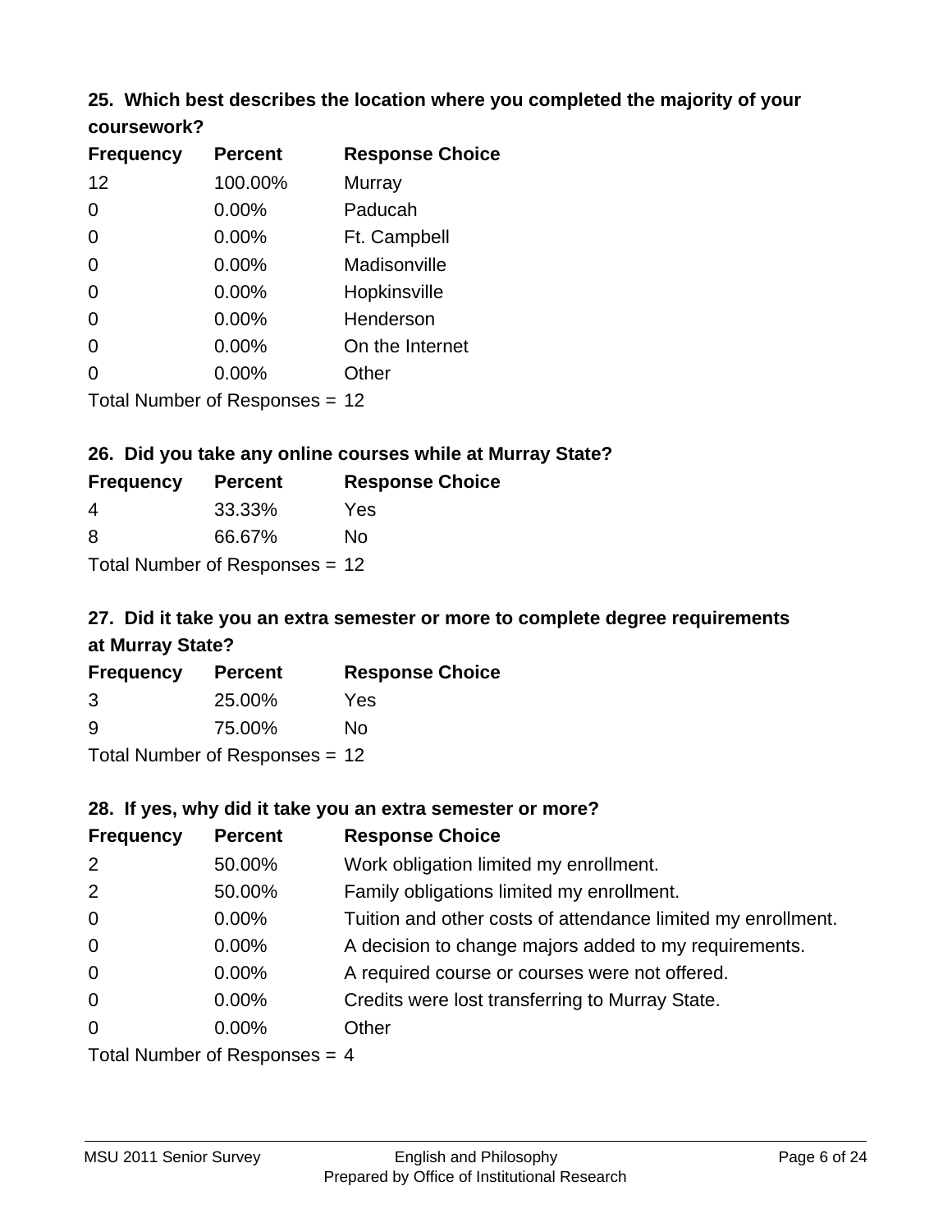### 25. Which best describes the location where you completed the majority of your coursework?

| Frequency | Percent | Response Choice |
|---|---|---|
| 12 | 100.00% | Murray |
| 0 | 0.00% | Paducah |
| 0 | 0.00% | Ft. Campbell |
| 0 | 0.00% | Madisonville |
| 0 | 0.00% | Hopkinsville |
| 0 | 0.00% | Henderson |
| 0 | 0.00% | On the Internet |
| 0 | 0.00% | Other |

Total Number of Responses = 12

### 26. Did you take any online courses while at Murray State?

| Frequency | Percent | Response Choice |
|---|---|---|
| 4 | 33.33% | Yes |
| 8 | 66.67% | No |

Total Number of Responses = 12

### 27. Did it take you an extra semester or more to complete degree requirements at Murray State?

| Frequency | Percent | Response Choice |
|---|---|---|
| 3 | 25.00% | Yes |
| 9 | 75.00% | No |

Total Number of Responses = 12

### 28. If yes, why did it take you an extra semester or more?

| Frequency | Percent | Response Choice |
|---|---|---|
| 2 | 50.00% | Work obligation limited my enrollment. |
| 2 | 50.00% | Family obligations limited my enrollment. |
| 0 | 0.00% | Tuition and other costs of attendance limited my enrollment. |
| 0 | 0.00% | A decision to change majors added to my requirements. |
| 0 | 0.00% | A required course or courses were not offered. |
| 0 | 0.00% | Credits were lost transferring to Murray State. |
| 0 | 0.00% | Other |

Total Number of Responses = 4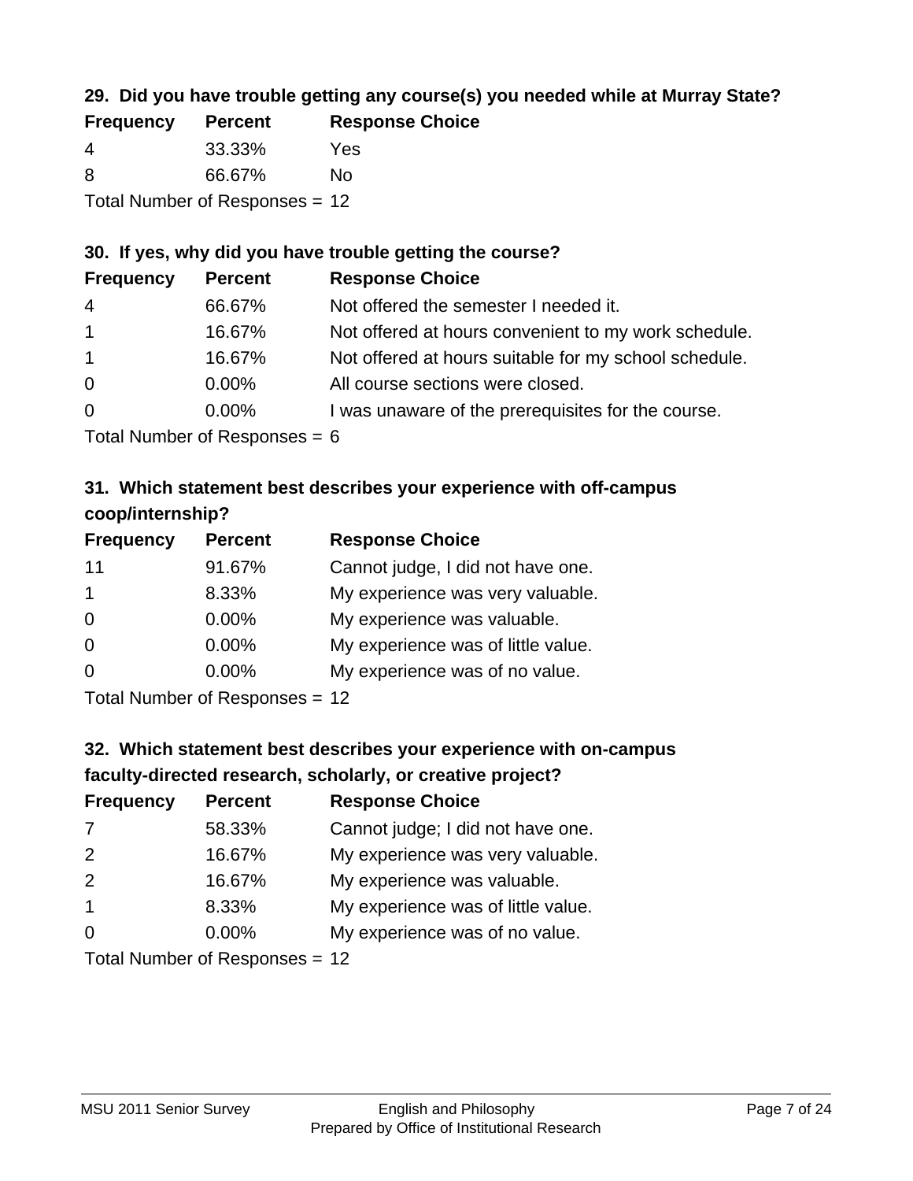### 29. Did you have trouble getting any course(s) you needed while at Murray State?

| Frequency | Percent | Response Choice |
|---|---|---|
| 4 | 33.33% | Yes |
| 8 | 66.67% | No |

Total Number of Responses = 12

### 30. If yes, why did you have trouble getting the course?

| Frequency | Percent | Response Choice |
|---|---|---|
| 4 | 66.67% | Not offered the semester I needed it. |
| 1 | 16.67% | Not offered at hours convenient to my work schedule. |
| 1 | 16.67% | Not offered at hours suitable for my school schedule. |
| 0 | 0.00% | All course sections were closed. |
| 0 | 0.00% | I was unaware of the prerequisites for the course. |

Total Number of Responses = 6

### 31. Which statement best describes your experience with off-campus coop/internship?

| Frequency | Percent | Response Choice |
|---|---|---|
| 11 | 91.67% | Cannot judge, I did not have one. |
| 1 | 8.33% | My experience was very valuable. |
| 0 | 0.00% | My experience was valuable. |
| 0 | 0.00% | My experience was of little value. |
| 0 | 0.00% | My experience was of no value. |

Total Number of Responses = 12

### 32. Which statement best describes your experience with on-campus faculty-directed research, scholarly, or creative project?

| Frequency | Percent | Response Choice |
|---|---|---|
| 7 | 58.33% | Cannot judge; I did not have one. |
| 2 | 16.67% | My experience was very valuable. |
| 2 | 16.67% | My experience was valuable. |
| 1 | 8.33% | My experience was of little value. |
| 0 | 0.00% | My experience was of no value. |

Total Number of Responses = 12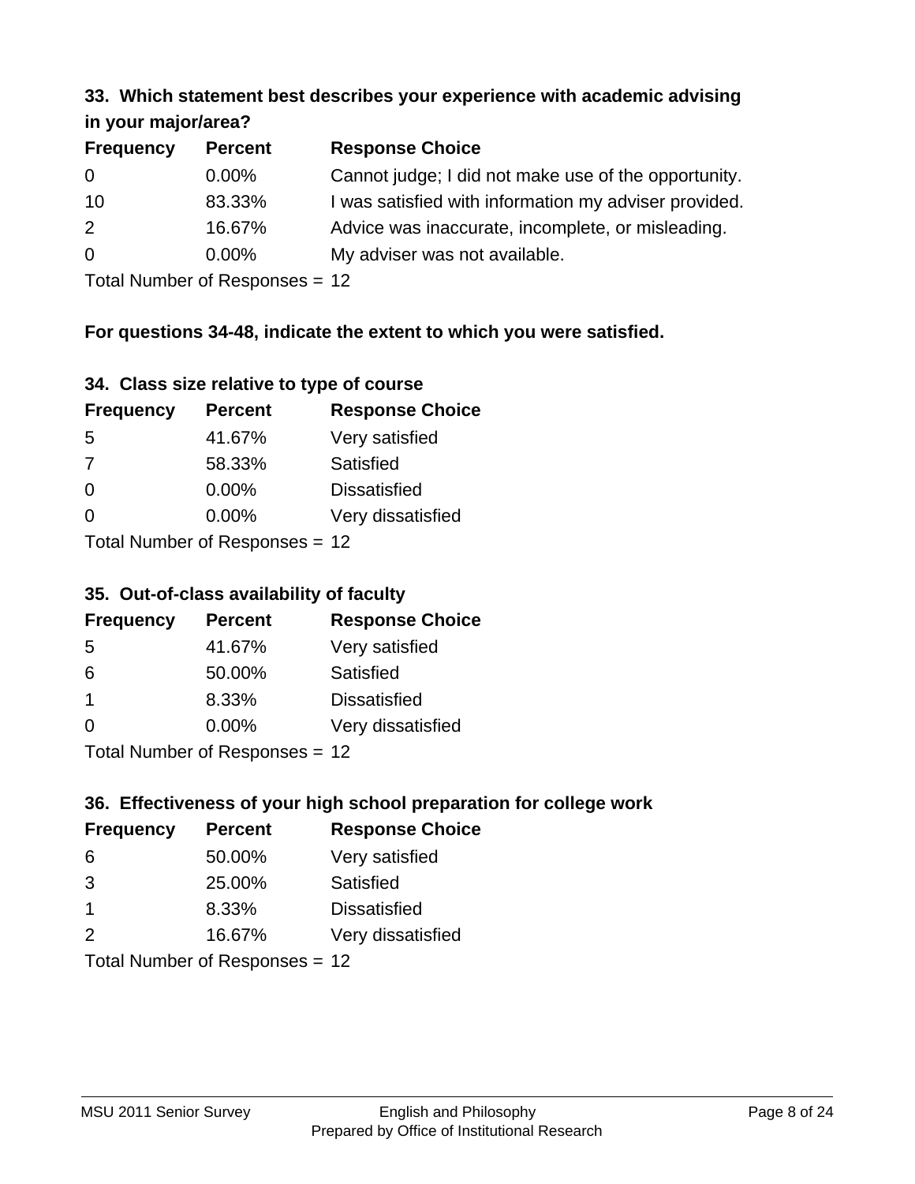### 33. Which statement best describes your experience with academic advising in your major/area?

| Frequency | Percent | Response Choice |
|---|---|---|
| 0 | 0.00% | Cannot judge; I did not make use of the opportunity. |
| 10 | 83.33% | I was satisfied with information my adviser provided. |
| 2 | 16.67% | Advice was inaccurate, incomplete, or misleading. |
| 0 | 0.00% | My adviser was not available. |

Total Number of Responses = 12

**For questions 34-48, indicate the extent to which you were satisfied.**

### 34. Class size relative to type of course

| Frequency | Percent | Response Choice |
|---|---|---|
| 5 | 41.67% | Very satisfied |
| 7 | 58.33% | Satisfied |
| 0 | 0.00% | Dissatisfied |
| 0 | 0.00% | Very dissatisfied |

Total Number of Responses = 12

### 35. Out-of-class availability of faculty

| Frequency | Percent | Response Choice |
|---|---|---|
| 5 | 41.67% | Very satisfied |
| 6 | 50.00% | Satisfied |
| 1 | 8.33% | Dissatisfied |
| 0 | 0.00% | Very dissatisfied |

Total Number of Responses = 12

### 36. Effectiveness of your high school preparation for college work

| Frequency | Percent | Response Choice |
|---|---|---|
| 6 | 50.00% | Very satisfied |
| 3 | 25.00% | Satisfied |
| 1 | 8.33% | Dissatisfied |
| 2 | 16.67% | Very dissatisfied |

Total Number of Responses = 12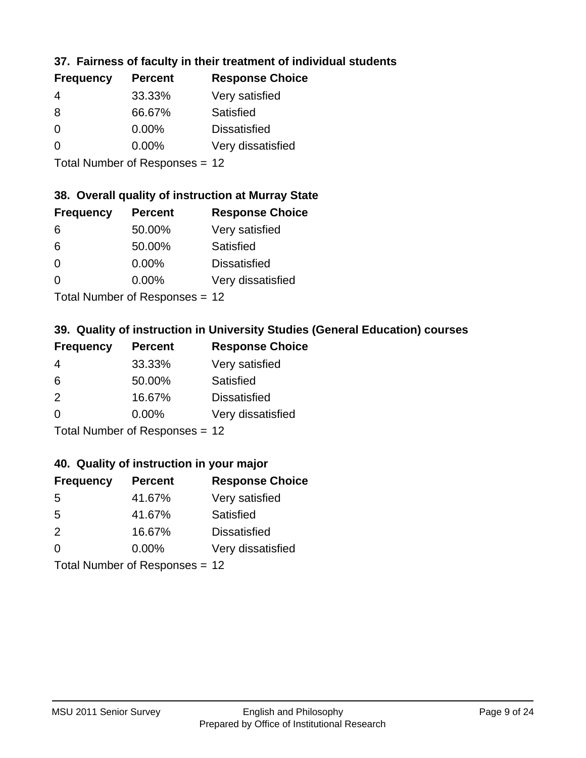### 37. Fairness of faculty in their treatment of individual students

| Frequency | Percent | Response Choice |
| --- | --- | --- |
| 4 | 33.33% | Very satisfied |
| 8 | 66.67% | Satisfied |
| 0 | 0.00% | Dissatisfied |
| 0 | 0.00% | Very dissatisfied |

Total Number of Responses = 12

### 38. Overall quality of instruction at Murray State

| Frequency | Percent | Response Choice |
| --- | --- | --- |
| 6 | 50.00% | Very satisfied |
| 6 | 50.00% | Satisfied |
| 0 | 0.00% | Dissatisfied |
| 0 | 0.00% | Very dissatisfied |

Total Number of Responses = 12

### 39. Quality of instruction in University Studies (General Education) courses

| Frequency | Percent | Response Choice |
| --- | --- | --- |
| 4 | 33.33% | Very satisfied |
| 6 | 50.00% | Satisfied |
| 2 | 16.67% | Dissatisfied |
| 0 | 0.00% | Very dissatisfied |

Total Number of Responses = 12

### 40. Quality of instruction in your major

| Frequency | Percent | Response Choice |
| --- | --- | --- |
| 5 | 41.67% | Very satisfied |
| 5 | 41.67% | Satisfied |
| 2 | 16.67% | Dissatisfied |
| 0 | 0.00% | Very dissatisfied |

Total Number of Responses = 12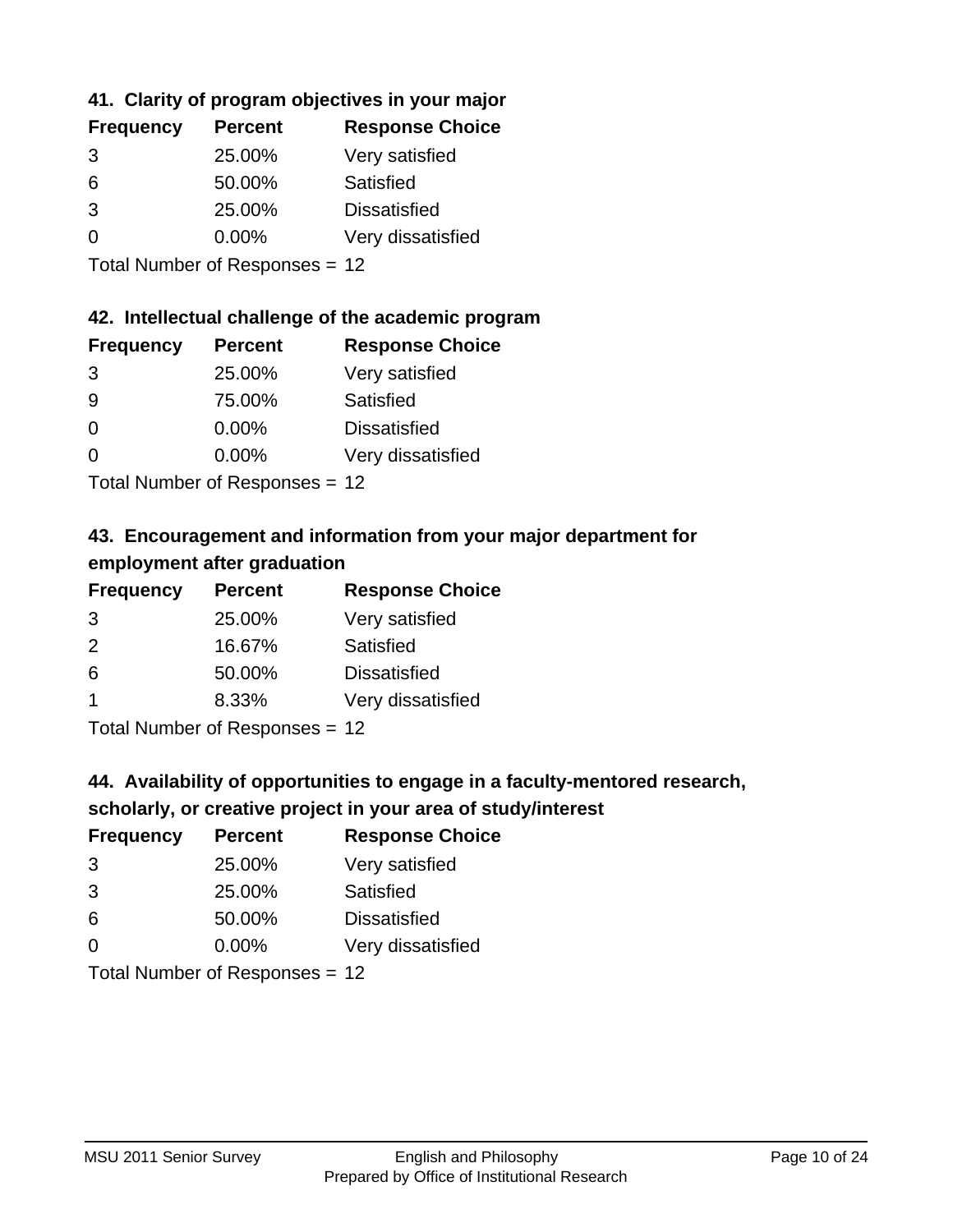### 41. Clarity of program objectives in your major

| Frequency | Percent | Response Choice |
|---|---|---|
| 3 | 25.00% | Very satisfied |
| 6 | 50.00% | Satisfied |
| 3 | 25.00% | Dissatisfied |
| 0 | 0.00% | Very dissatisfied |

Total Number of Responses = 12

### 42. Intellectual challenge of the academic program

| Frequency | Percent | Response Choice |
|---|---|---|
| 3 | 25.00% | Very satisfied |
| 9 | 75.00% | Satisfied |
| 0 | 0.00% | Dissatisfied |
| 0 | 0.00% | Very dissatisfied |

Total Number of Responses = 12

### 43. Encouragement and information from your major department for employment after graduation

| Frequency | Percent | Response Choice |
|---|---|---|
| 3 | 25.00% | Very satisfied |
| 2 | 16.67% | Satisfied |
| 6 | 50.00% | Dissatisfied |
| 1 | 8.33% | Very dissatisfied |

Total Number of Responses = 12

### 44. Availability of opportunities to engage in a faculty-mentored research, scholarly, or creative project in your area of study/interest

| Frequency | Percent | Response Choice |
|---|---|---|
| 3 | 25.00% | Very satisfied |
| 3 | 25.00% | Satisfied |
| 6 | 50.00% | Dissatisfied |
| 0 | 0.00% | Very dissatisfied |

Total Number of Responses = 12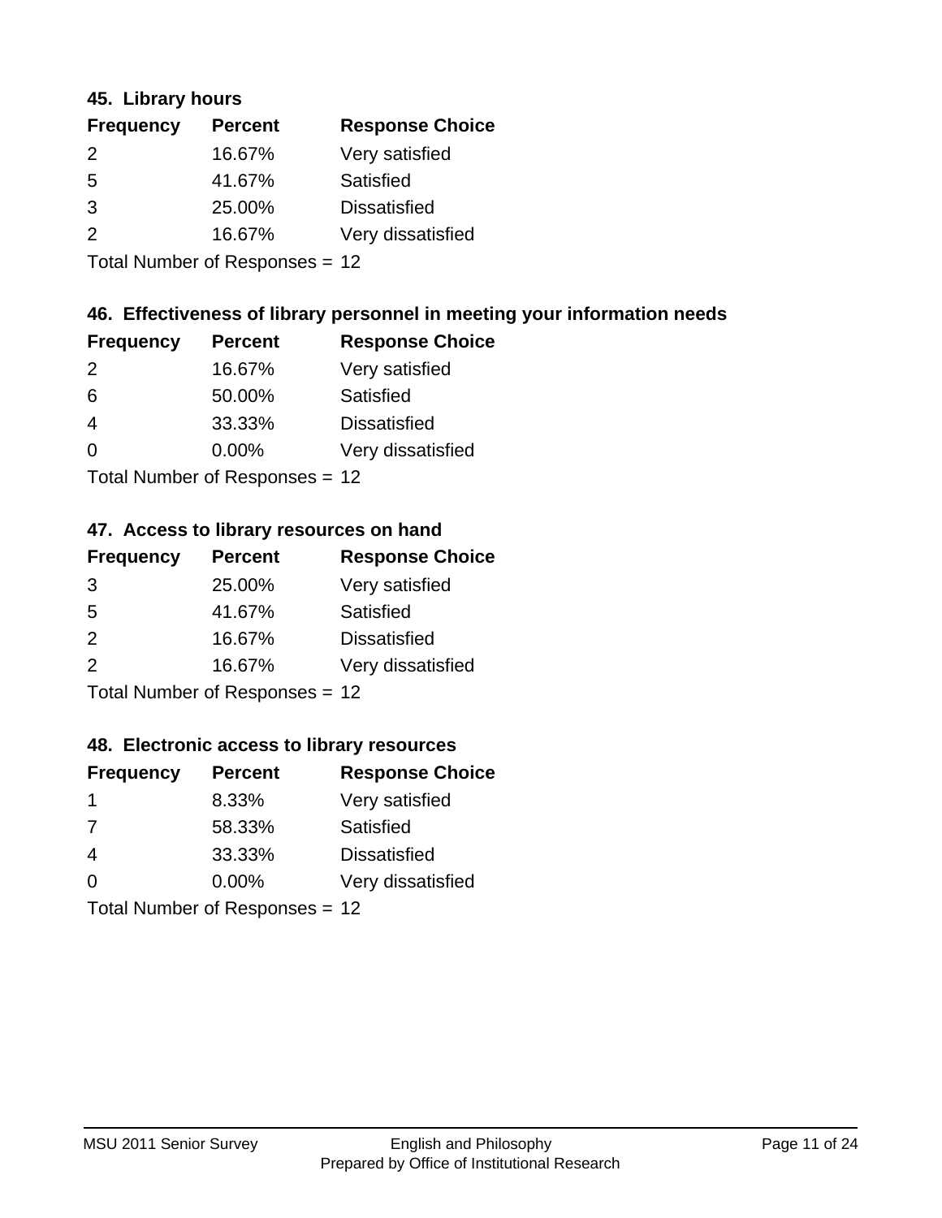### 45. Library hours

| Frequency | Percent | Response Choice |
|---|---|---|
| 2 | 16.67% | Very satisfied |
| 5 | 41.67% | Satisfied |
| 3 | 25.00% | Dissatisfied |
| 2 | 16.67% | Very dissatisfied |

Total Number of Responses = 12

### 46. Effectiveness of library personnel in meeting your information needs

| Frequency | Percent | Response Choice |
|---|---|---|
| 2 | 16.67% | Very satisfied |
| 6 | 50.00% | Satisfied |
| 4 | 33.33% | Dissatisfied |
| 0 | 0.00% | Very dissatisfied |

Total Number of Responses = 12

### 47. Access to library resources on hand

| Frequency | Percent | Response Choice |
|---|---|---|
| 3 | 25.00% | Very satisfied |
| 5 | 41.67% | Satisfied |
| 2 | 16.67% | Dissatisfied |
| 2 | 16.67% | Very dissatisfied |

Total Number of Responses = 12

### 48. Electronic access to library resources

| Frequency | Percent | Response Choice |
|---|---|---|
| 1 | 8.33% | Very satisfied |
| 7 | 58.33% | Satisfied |
| 4 | 33.33% | Dissatisfied |
| 0 | 0.00% | Very dissatisfied |

Total Number of Responses = 12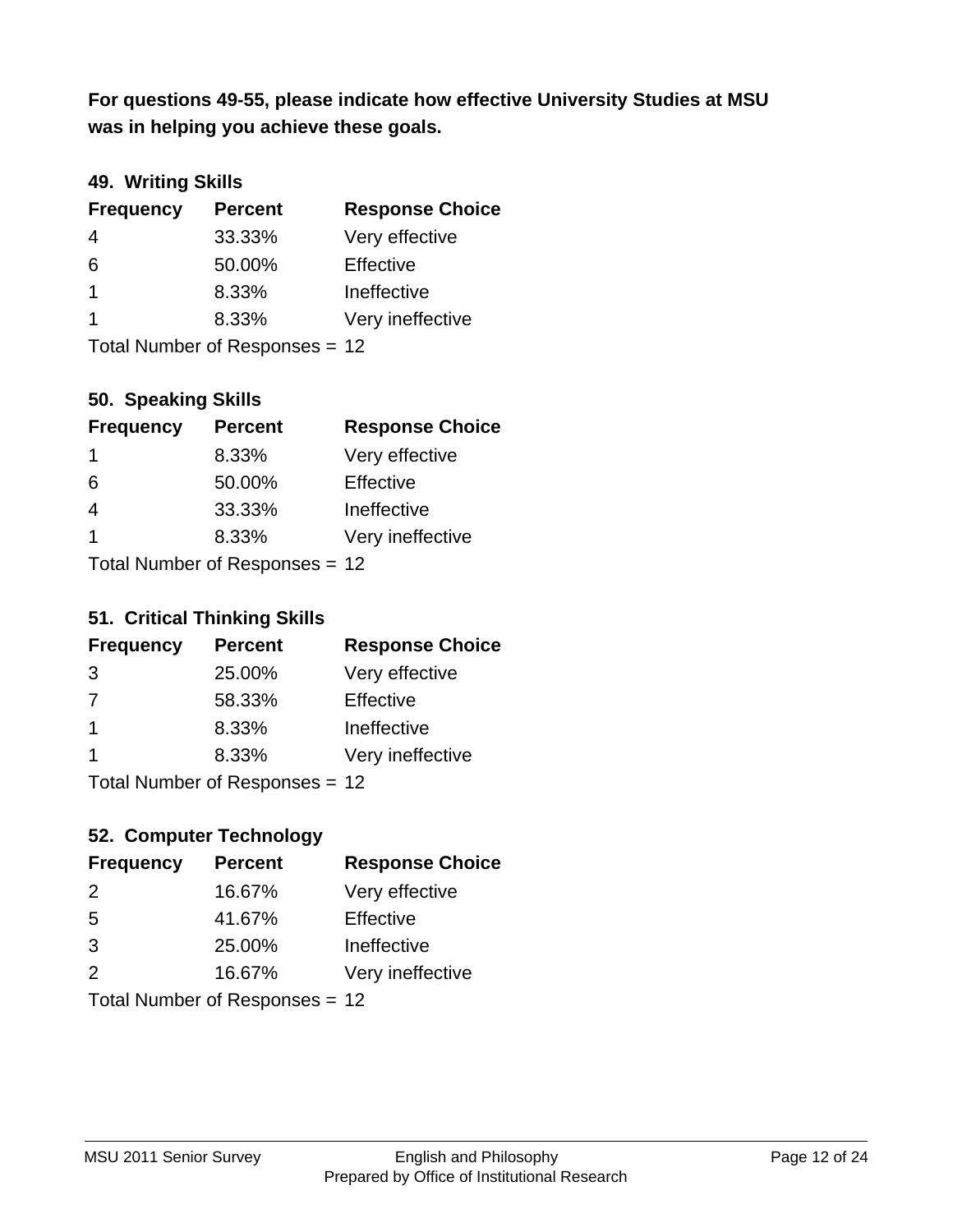**For questions 49-55, please indicate how effective University Studies at MSU was in helping you achieve these goals.**

### 49. Writing Skills

| Frequency | Percent | Response Choice |
|---|---|---|
| 4 | 33.33% | Very effective |
| 6 | 50.00% | Effective |
| 1 | 8.33% | Ineffective |
| 1 | 8.33% | Very ineffective |

Total Number of Responses = 12

### 50. Speaking Skills

| Frequency | Percent | Response Choice |
|---|---|---|
| 1 | 8.33% | Very effective |
| 6 | 50.00% | Effective |
| 4 | 33.33% | Ineffective |
| 1 | 8.33% | Very ineffective |

Total Number of Responses = 12

### 51. Critical Thinking Skills

| Frequency | Percent | Response Choice |
|---|---|---|
| 3 | 25.00% | Very effective |
| 7 | 58.33% | Effective |
| 1 | 8.33% | Ineffective |
| 1 | 8.33% | Very ineffective |

Total Number of Responses = 12

### 52. Computer Technology

| Frequency | Percent | Response Choice |
|---|---|---|
| 2 | 16.67% | Very effective |
| 5 | 41.67% | Effective |
| 3 | 25.00% | Ineffective |
| 2 | 16.67% | Very ineffective |

Total Number of Responses = 12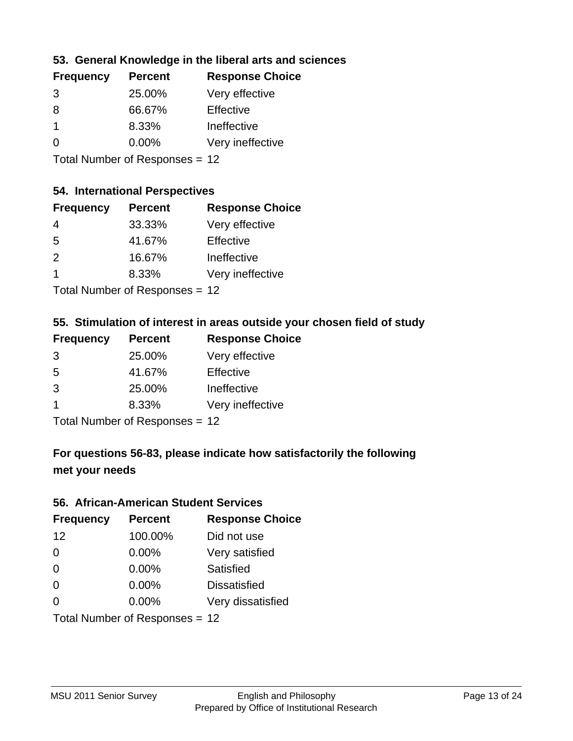### 53. General Knowledge in the liberal arts and sciences

| Frequency | Percent | Response Choice |
|---|---|---|
| 3 | 25.00% | Very effective |
| 8 | 66.67% | Effective |
| 1 | 8.33% | Ineffective |
| 0 | 0.00% | Very ineffective |

Total Number of Responses = 12

### 54. International Perspectives

| Frequency | Percent | Response Choice |
|---|---|---|
| 4 | 33.33% | Very effective |
| 5 | 41.67% | Effective |
| 2 | 16.67% | Ineffective |
| 1 | 8.33% | Very ineffective |

Total Number of Responses = 12

### 55. Stimulation of interest in areas outside your chosen field of study

| Frequency | Percent | Response Choice |
|---|---|---|
| 3 | 25.00% | Very effective |
| 5 | 41.67% | Effective |
| 3 | 25.00% | Ineffective |
| 1 | 8.33% | Very ineffective |

Total Number of Responses = 12

## For questions 56-83, please indicate how satisfactorily the following met your needs

### 56. African-American Student Services

| Frequency | Percent | Response Choice |
|---|---|---|
| 12 | 100.00% | Did not use |
| 0 | 0.00% | Very satisfied |
| 0 | 0.00% | Satisfied |
| 0 | 0.00% | Dissatisfied |
| 0 | 0.00% | Very dissatisfied |

Total Number of Responses = 12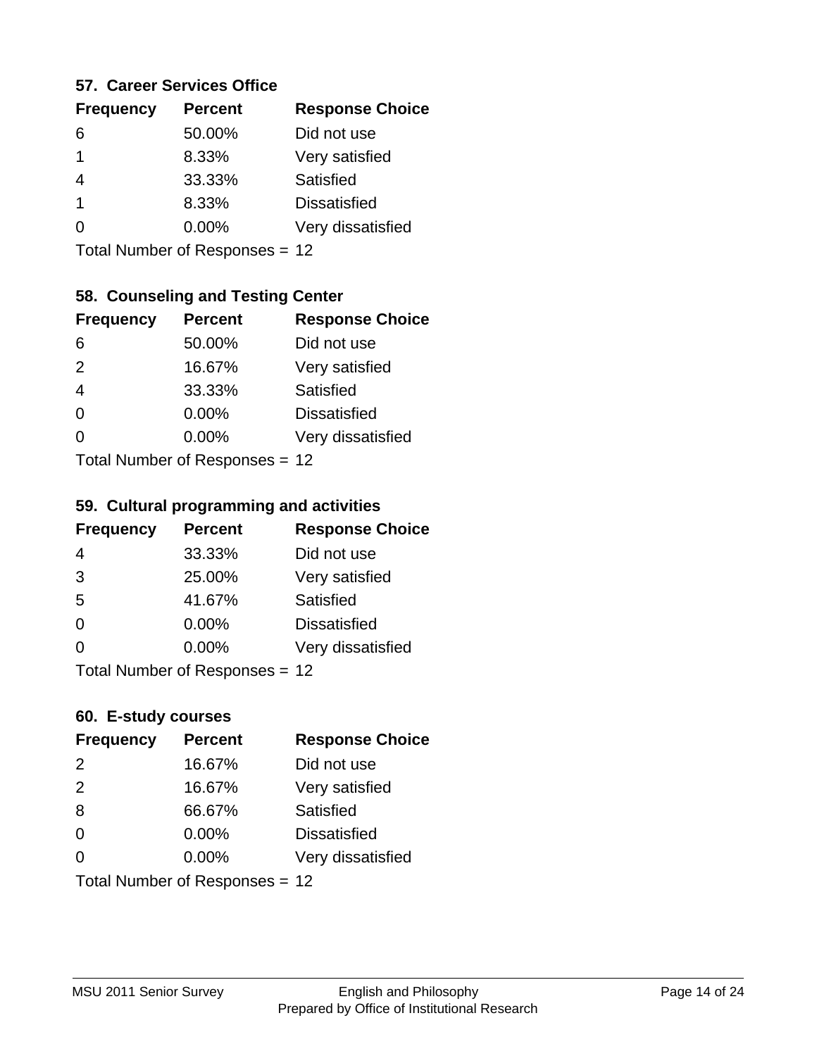### 57. Career Services Office

| Frequency | Percent | Response Choice |
|---|---|---|
| 6 | 50.00% | Did not use |
| 1 | 8.33% | Very satisfied |
| 4 | 33.33% | Satisfied |
| 1 | 8.33% | Dissatisfied |
| 0 | 0.00% | Very dissatisfied |

Total Number of Responses = 12

### 58. Counseling and Testing Center

| Frequency | Percent | Response Choice |
|---|---|---|
| 6 | 50.00% | Did not use |
| 2 | 16.67% | Very satisfied |
| 4 | 33.33% | Satisfied |
| 0 | 0.00% | Dissatisfied |
| 0 | 0.00% | Very dissatisfied |

Total Number of Responses = 12

### 59. Cultural programming and activities

| Frequency | Percent | Response Choice |
|---|---|---|
| 4 | 33.33% | Did not use |
| 3 | 25.00% | Very satisfied |
| 5 | 41.67% | Satisfied |
| 0 | 0.00% | Dissatisfied |
| 0 | 0.00% | Very dissatisfied |

Total Number of Responses = 12

### 60. E-study courses

| Frequency | Percent | Response Choice |
|---|---|---|
| 2 | 16.67% | Did not use |
| 2 | 16.67% | Very satisfied |
| 8 | 66.67% | Satisfied |
| 0 | 0.00% | Dissatisfied |
| 0 | 0.00% | Very dissatisfied |

Total Number of Responses = 12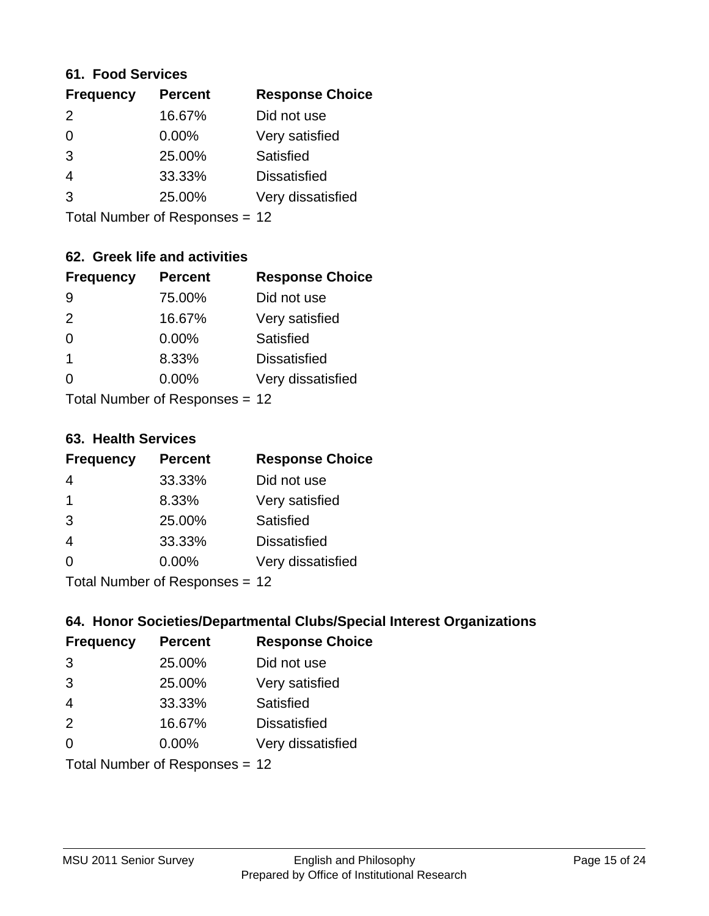### 61. Food Services

| Frequency | Percent | Response Choice |
|---|---|---|
| 2 | 16.67% | Did not use |
| 0 | 0.00% | Very satisfied |
| 3 | 25.00% | Satisfied |
| 4 | 33.33% | Dissatisfied |
| 3 | 25.00% | Very dissatisfied |

Total Number of Responses = 12

### 62. Greek life and activities

| Frequency | Percent | Response Choice |
|---|---|---|
| 9 | 75.00% | Did not use |
| 2 | 16.67% | Very satisfied |
| 0 | 0.00% | Satisfied |
| 1 | 8.33% | Dissatisfied |
| 0 | 0.00% | Very dissatisfied |

Total Number of Responses = 12

### 63. Health Services

| Frequency | Percent | Response Choice |
|---|---|---|
| 4 | 33.33% | Did not use |
| 1 | 8.33% | Very satisfied |
| 3 | 25.00% | Satisfied |
| 4 | 33.33% | Dissatisfied |
| 0 | 0.00% | Very dissatisfied |

Total Number of Responses = 12

### 64. Honor Societies/Departmental Clubs/Special Interest Organizations

| Frequency | Percent | Response Choice |
|---|---|---|
| 3 | 25.00% | Did not use |
| 3 | 25.00% | Very satisfied |
| 4 | 33.33% | Satisfied |
| 2 | 16.67% | Dissatisfied |
| 0 | 0.00% | Very dissatisfied |

Total Number of Responses = 12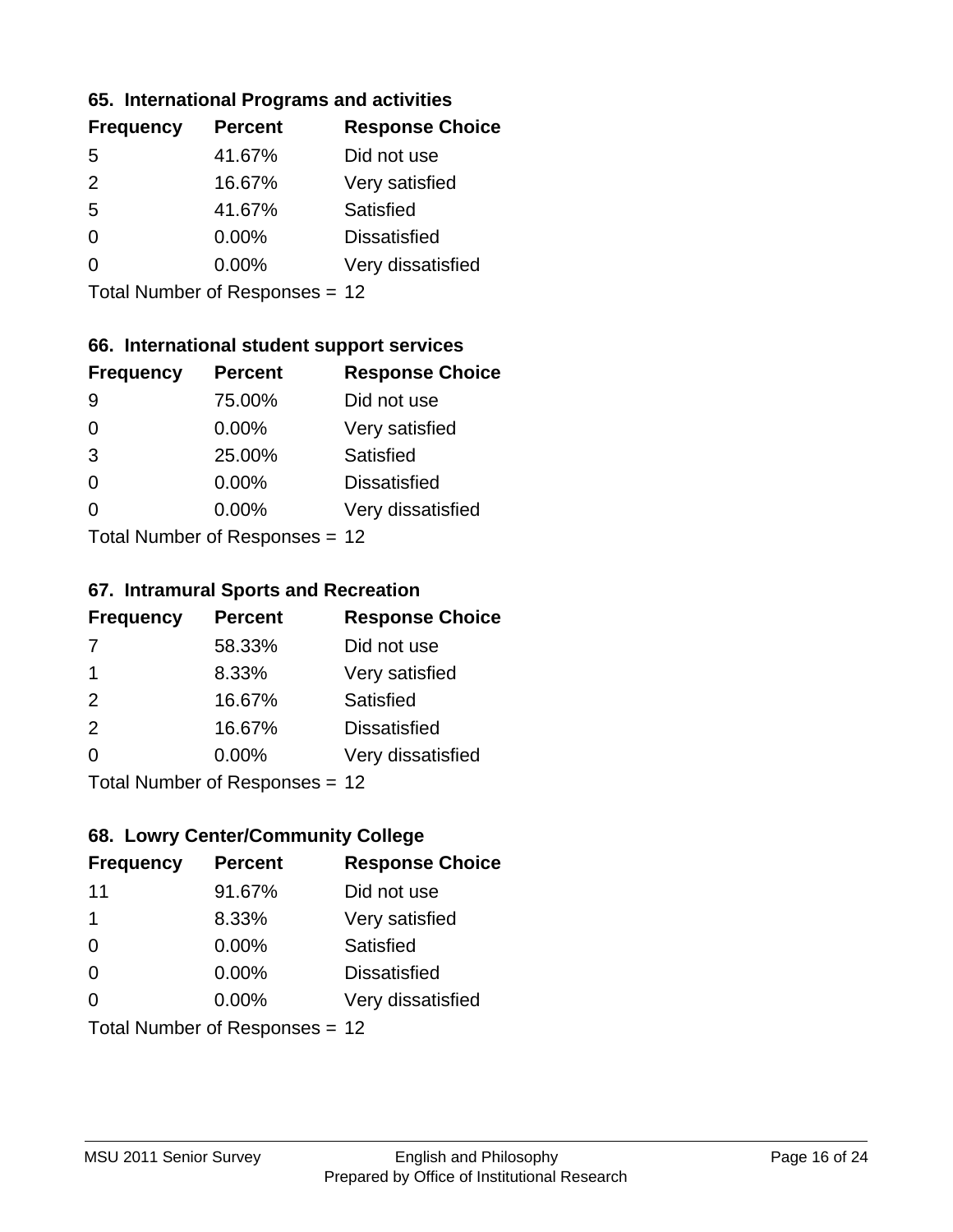### 65. International Programs and activities

| Frequency | Percent | Response Choice |
|---|---|---|
| 5 | 41.67% | Did not use |
| 2 | 16.67% | Very satisfied |
| 5 | 41.67% | Satisfied |
| 0 | 0.00% | Dissatisfied |
| 0 | 0.00% | Very dissatisfied |

Total Number of Responses = 12

### 66. International student support services

| Frequency | Percent | Response Choice |
|---|---|---|
| 9 | 75.00% | Did not use |
| 0 | 0.00% | Very satisfied |
| 3 | 25.00% | Satisfied |
| 0 | 0.00% | Dissatisfied |
| 0 | 0.00% | Very dissatisfied |

Total Number of Responses = 12

### 67. Intramural Sports and Recreation

| Frequency | Percent | Response Choice |
|---|---|---|
| 7 | 58.33% | Did not use |
| 1 | 8.33% | Very satisfied |
| 2 | 16.67% | Satisfied |
| 2 | 16.67% | Dissatisfied |
| 0 | 0.00% | Very dissatisfied |

Total Number of Responses = 12

### 68. Lowry Center/Community College

| Frequency | Percent | Response Choice |
|---|---|---|
| 11 | 91.67% | Did not use |
| 1 | 8.33% | Very satisfied |
| 0 | 0.00% | Satisfied |
| 0 | 0.00% | Dissatisfied |
| 0 | 0.00% | Very dissatisfied |

Total Number of Responses = 12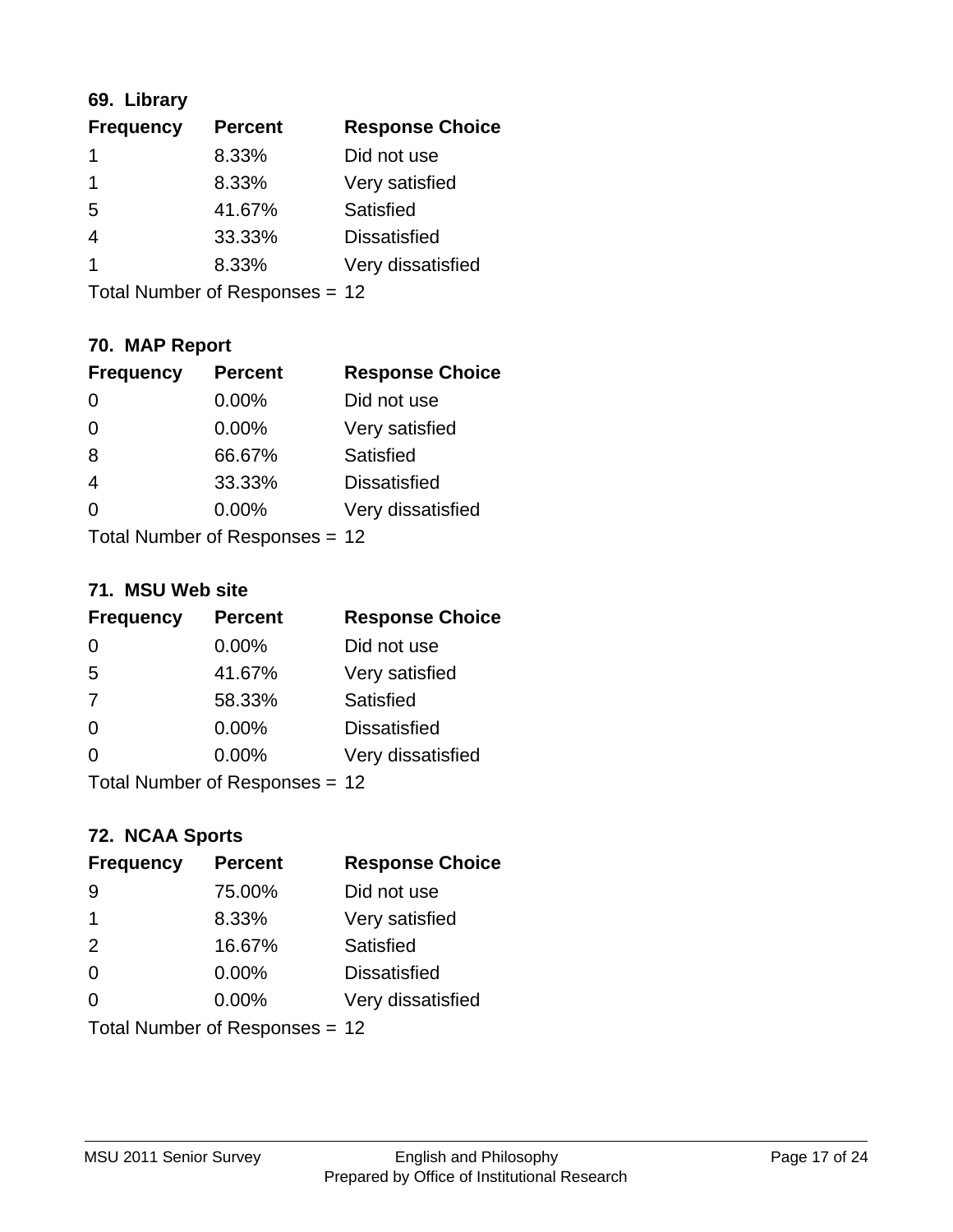### 69. Library

| Frequency | Percent | Response Choice |
|---|---|---|
| 1 | 8.33% | Did not use |
| 1 | 8.33% | Very satisfied |
| 5 | 41.67% | Satisfied |
| 4 | 33.33% | Dissatisfied |
| 1 | 8.33% | Very dissatisfied |

Total Number of Responses = 12

### 70. MAP Report

| Frequency | Percent | Response Choice |
|---|---|---|
| 0 | 0.00% | Did not use |
| 0 | 0.00% | Very satisfied |
| 8 | 66.67% | Satisfied |
| 4 | 33.33% | Dissatisfied |
| 0 | 0.00% | Very dissatisfied |

Total Number of Responses = 12

### 71. MSU Web site

| Frequency | Percent | Response Choice |
|---|---|---|
| 0 | 0.00% | Did not use |
| 5 | 41.67% | Very satisfied |
| 7 | 58.33% | Satisfied |
| 0 | 0.00% | Dissatisfied |
| 0 | 0.00% | Very dissatisfied |

Total Number of Responses = 12

### 72. NCAA Sports

| Frequency | Percent | Response Choice |
|---|---|---|
| 9 | 75.00% | Did not use |
| 1 | 8.33% | Very satisfied |
| 2 | 16.67% | Satisfied |
| 0 | 0.00% | Dissatisfied |
| 0 | 0.00% | Very dissatisfied |

Total Number of Responses = 12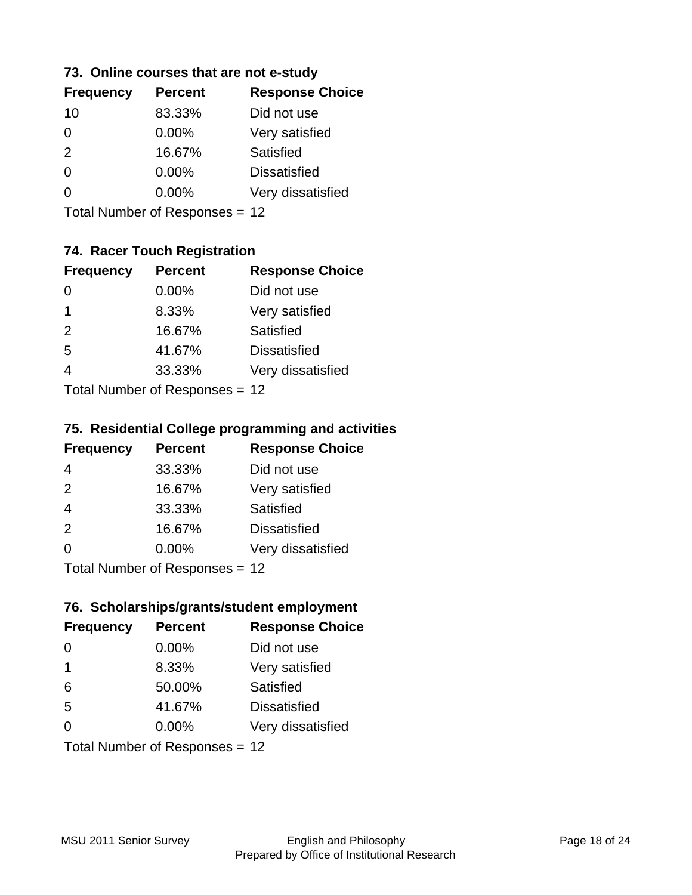### 73. Online courses that are not e-study

| Frequency | Percent | Response Choice |
|---|---|---|
| 10 | 83.33% | Did not use |
| 0 | 0.00% | Very satisfied |
| 2 | 16.67% | Satisfied |
| 0 | 0.00% | Dissatisfied |
| 0 | 0.00% | Very dissatisfied |

Total Number of Responses = 12

### 74. Racer Touch Registration

| Frequency | Percent | Response Choice |
|---|---|---|
| 0 | 0.00% | Did not use |
| 1 | 8.33% | Very satisfied |
| 2 | 16.67% | Satisfied |
| 5 | 41.67% | Dissatisfied |
| 4 | 33.33% | Very dissatisfied |

Total Number of Responses = 12

### 75. Residential College programming and activities

| Frequency | Percent | Response Choice |
|---|---|---|
| 4 | 33.33% | Did not use |
| 2 | 16.67% | Very satisfied |
| 4 | 33.33% | Satisfied |
| 2 | 16.67% | Dissatisfied |
| 0 | 0.00% | Very dissatisfied |

Total Number of Responses = 12

### 76. Scholarships/grants/student employment

| Frequency | Percent | Response Choice |
|---|---|---|
| 0 | 0.00% | Did not use |
| 1 | 8.33% | Very satisfied |
| 6 | 50.00% | Satisfied |
| 5 | 41.67% | Dissatisfied |
| 0 | 0.00% | Very dissatisfied |

Total Number of Responses = 12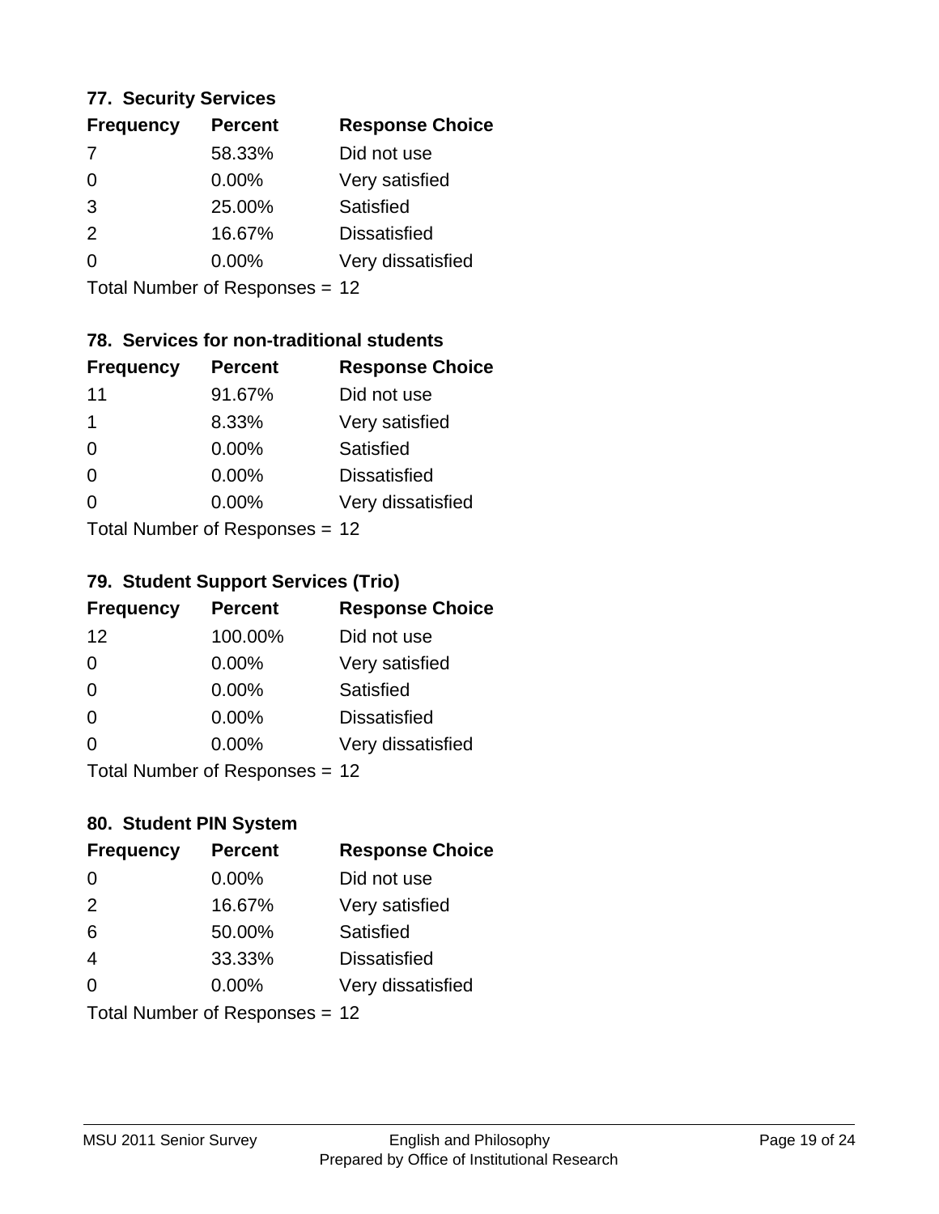### 77. Security Services

| Frequency | Percent | Response Choice |
|---|---|---|
| 7 | 58.33% | Did not use |
| 0 | 0.00% | Very satisfied |
| 3 | 25.00% | Satisfied |
| 2 | 16.67% | Dissatisfied |
| 0 | 0.00% | Very dissatisfied |

Total Number of Responses = 12

### 78. Services for non-traditional students

| Frequency | Percent | Response Choice |
|---|---|---|
| 11 | 91.67% | Did not use |
| 1 | 8.33% | Very satisfied |
| 0 | 0.00% | Satisfied |
| 0 | 0.00% | Dissatisfied |
| 0 | 0.00% | Very dissatisfied |

Total Number of Responses = 12

### 79. Student Support Services (Trio)

| Frequency | Percent | Response Choice |
|---|---|---|
| 12 | 100.00% | Did not use |
| 0 | 0.00% | Very satisfied |
| 0 | 0.00% | Satisfied |
| 0 | 0.00% | Dissatisfied |
| 0 | 0.00% | Very dissatisfied |

Total Number of Responses = 12

### 80. Student PIN System

| Frequency | Percent | Response Choice |
|---|---|---|
| 0 | 0.00% | Did not use |
| 2 | 16.67% | Very satisfied |
| 6 | 50.00% | Satisfied |
| 4 | 33.33% | Dissatisfied |
| 0 | 0.00% | Very dissatisfied |

Total Number of Responses = 12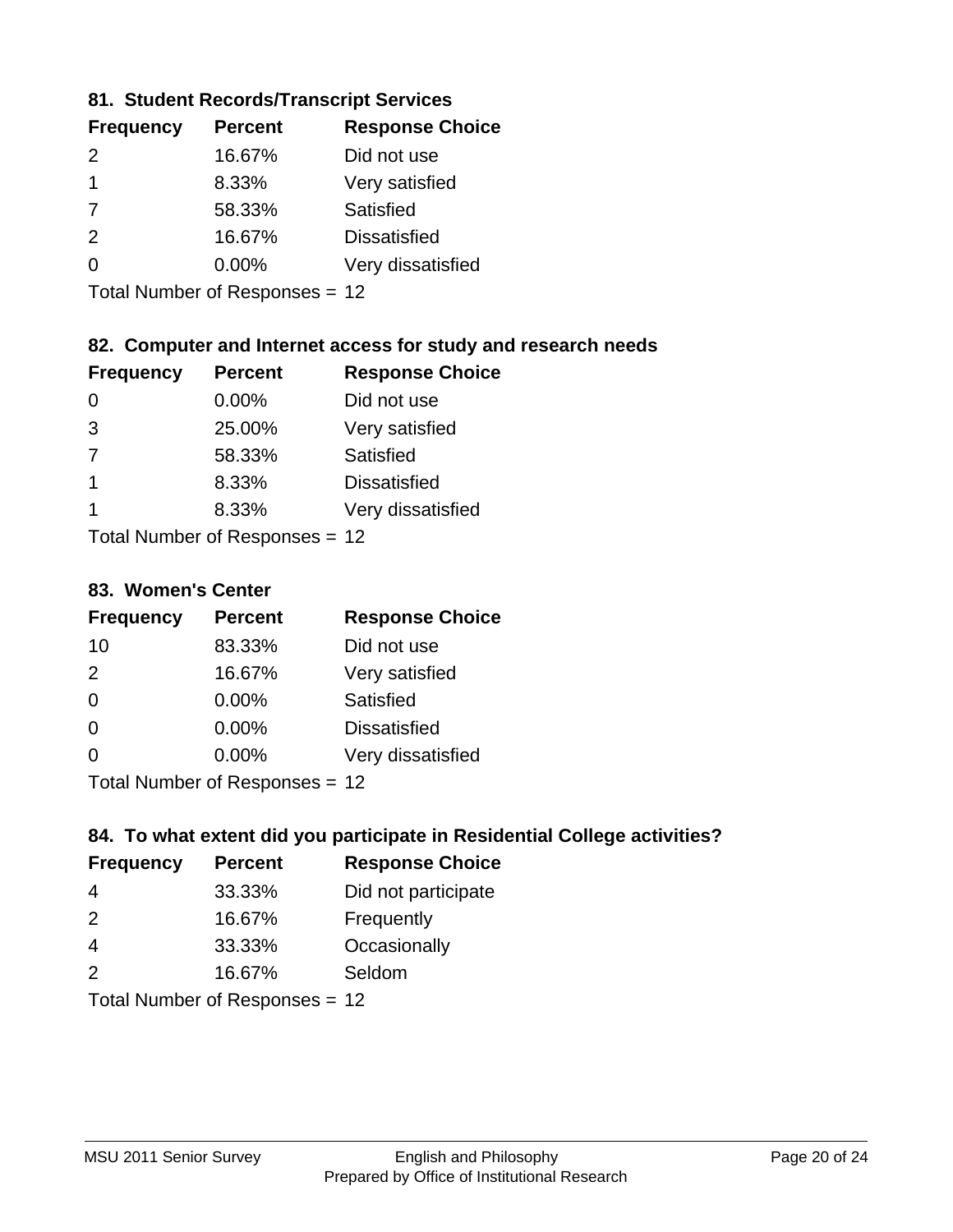### 81. Student Records/Transcript Services

| Frequency | Percent | Response Choice |
|---|---|---|
| 2 | 16.67% | Did not use |
| 1 | 8.33% | Very satisfied |
| 7 | 58.33% | Satisfied |
| 2 | 16.67% | Dissatisfied |
| 0 | 0.00% | Very dissatisfied |

Total Number of Responses = 12

### 82. Computer and Internet access for study and research needs

| Frequency | Percent | Response Choice |
|---|---|---|
| 0 | 0.00% | Did not use |
| 3 | 25.00% | Very satisfied |
| 7 | 58.33% | Satisfied |
| 1 | 8.33% | Dissatisfied |
| 1 | 8.33% | Very dissatisfied |

Total Number of Responses = 12

### 83. Women's Center

| Frequency | Percent | Response Choice |
|---|---|---|
| 10 | 83.33% | Did not use |
| 2 | 16.67% | Very satisfied |
| 0 | 0.00% | Satisfied |
| 0 | 0.00% | Dissatisfied |
| 0 | 0.00% | Very dissatisfied |

Total Number of Responses = 12

### 84. To what extent did you participate in Residential College activities?

| Frequency | Percent | Response Choice |
|---|---|---|
| 4 | 33.33% | Did not participate |
| 2 | 16.67% | Frequently |
| 4 | 33.33% | Occasionally |
| 2 | 16.67% | Seldom |

Total Number of Responses = 12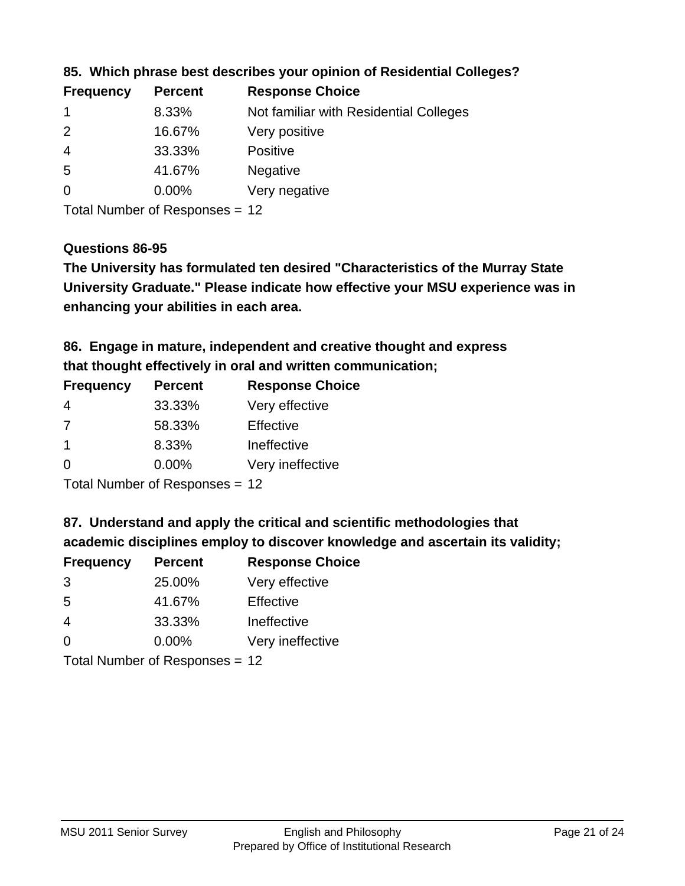### 85. Which phrase best describes your opinion of Residential Colleges?

| Frequency | Percent | Response Choice |
|---|---|---|
| 1 | 8.33% | Not familiar with Residential Colleges |
| 2 | 16.67% | Very positive |
| 4 | 33.33% | Positive |
| 5 | 41.67% | Negative |
| 0 | 0.00% | Very negative |

Total Number of Responses = 12

### Questions 86-95

**The University has formulated ten desired "Characteristics of the Murray State University Graduate." Please indicate how effective your MSU experience was in enhancing your abilities in each area.**

### 86. Engage in mature, independent and creative thought and express that thought effectively in oral and written communication;

| Frequency | Percent | Response Choice |
|---|---|---|
| 4 | 33.33% | Very effective |
| 7 | 58.33% | Effective |
| 1 | 8.33% | Ineffective |
| 0 | 0.00% | Very ineffective |

Total Number of Responses = 12

### 87. Understand and apply the critical and scientific methodologies that academic disciplines employ to discover knowledge and ascertain its validity;

| Frequency | Percent | Response Choice |
|---|---|---|
| 3 | 25.00% | Very effective |
| 5 | 41.67% | Effective |
| 4 | 33.33% | Ineffective |
| 0 | 0.00% | Very ineffective |

Total Number of Responses = 12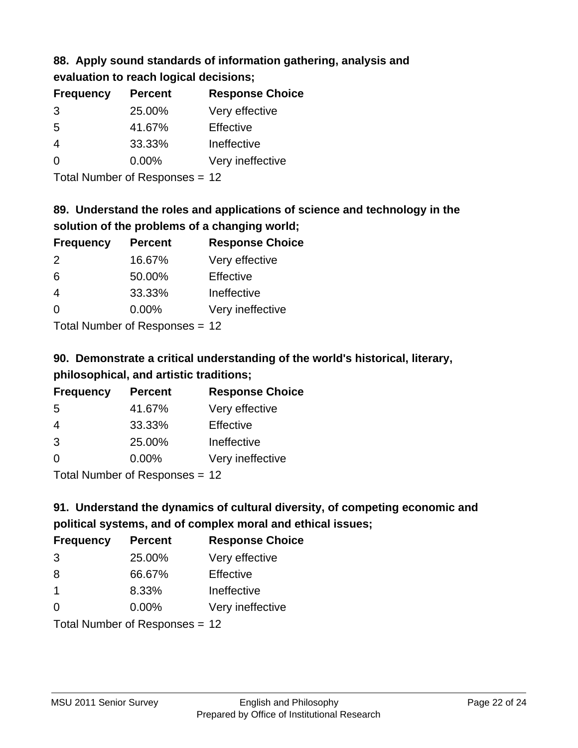### 88. Apply sound standards of information gathering, analysis and evaluation to reach logical decisions;

| Frequency | Percent | Response Choice |
|---|---|---|
| 3 | 25.00% | Very effective |
| 5 | 41.67% | Effective |
| 4 | 33.33% | Ineffective |
| 0 | 0.00% | Very ineffective |

Total Number of Responses = 12

### 89. Understand the roles and applications of science and technology in the solution of the problems of a changing world;

| Frequency | Percent | Response Choice |
|---|---|---|
| 2 | 16.67% | Very effective |
| 6 | 50.00% | Effective |
| 4 | 33.33% | Ineffective |
| 0 | 0.00% | Very ineffective |

Total Number of Responses = 12

### 90. Demonstrate a critical understanding of the world's historical, literary, philosophical, and artistic traditions;

| Frequency | Percent | Response Choice |
|---|---|---|
| 5 | 41.67% | Very effective |
| 4 | 33.33% | Effective |
| 3 | 25.00% | Ineffective |
| 0 | 0.00% | Very ineffective |

Total Number of Responses = 12

### 91. Understand the dynamics of cultural diversity, of competing economic and political systems, and of complex moral and ethical issues;

| Frequency | Percent | Response Choice |
|---|---|---|
| 3 | 25.00% | Very effective |
| 8 | 66.67% | Effective |
| 1 | 8.33% | Ineffective |
| 0 | 0.00% | Very ineffective |

Total Number of Responses = 12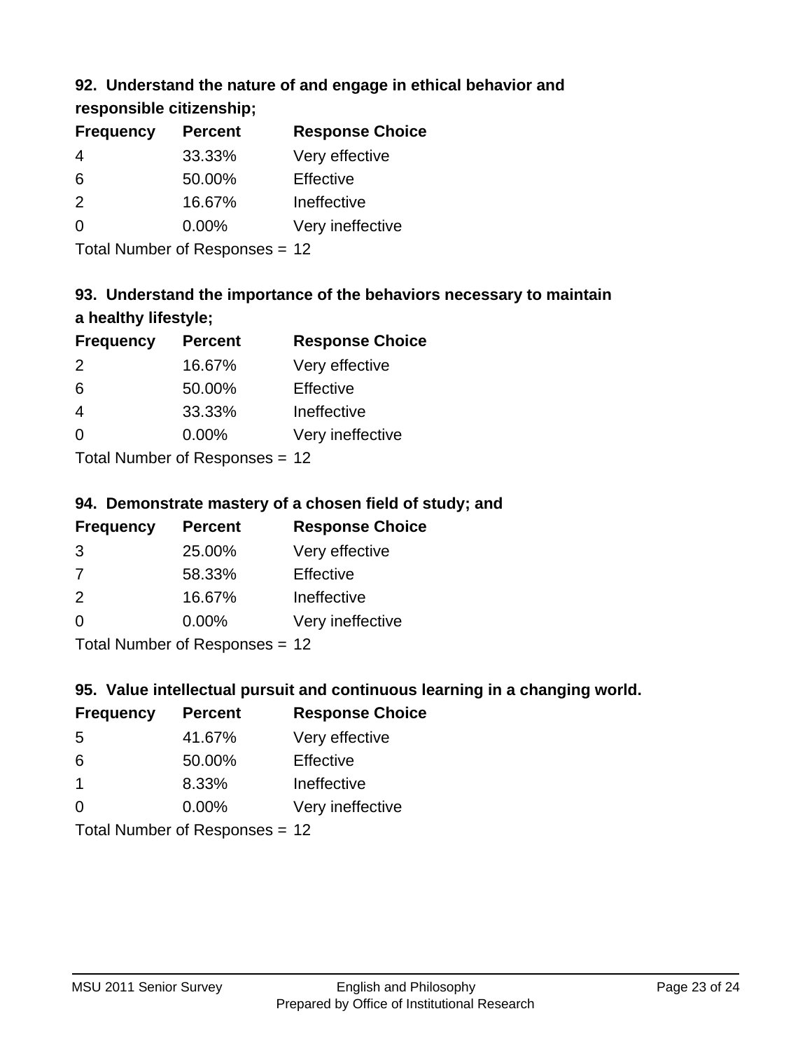### 92. Understand the nature of and engage in ethical behavior and responsible citizenship;

| Frequency | Percent | Response Choice |
|---|---|---|
| 4 | 33.33% | Very effective |
| 6 | 50.00% | Effective |
| 2 | 16.67% | Ineffective |
| 0 | 0.00% | Very ineffective |

Total Number of Responses = 12

### 93. Understand the importance of the behaviors necessary to maintain a healthy lifestyle;

| Frequency | Percent | Response Choice |
|---|---|---|
| 2 | 16.67% | Very effective |
| 6 | 50.00% | Effective |
| 4 | 33.33% | Ineffective |
| 0 | 0.00% | Very ineffective |

Total Number of Responses = 12

### 94. Demonstrate mastery of a chosen field of study; and

| Frequency | Percent | Response Choice |
|---|---|---|
| 3 | 25.00% | Very effective |
| 7 | 58.33% | Effective |
| 2 | 16.67% | Ineffective |
| 0 | 0.00% | Very ineffective |

Total Number of Responses = 12

### 95. Value intellectual pursuit and continuous learning in a changing world.

| Frequency | Percent | Response Choice |
|---|---|---|
| 5 | 41.67% | Very effective |
| 6 | 50.00% | Effective |
| 1 | 8.33% | Ineffective |
| 0 | 0.00% | Very ineffective |

Total Number of Responses = 12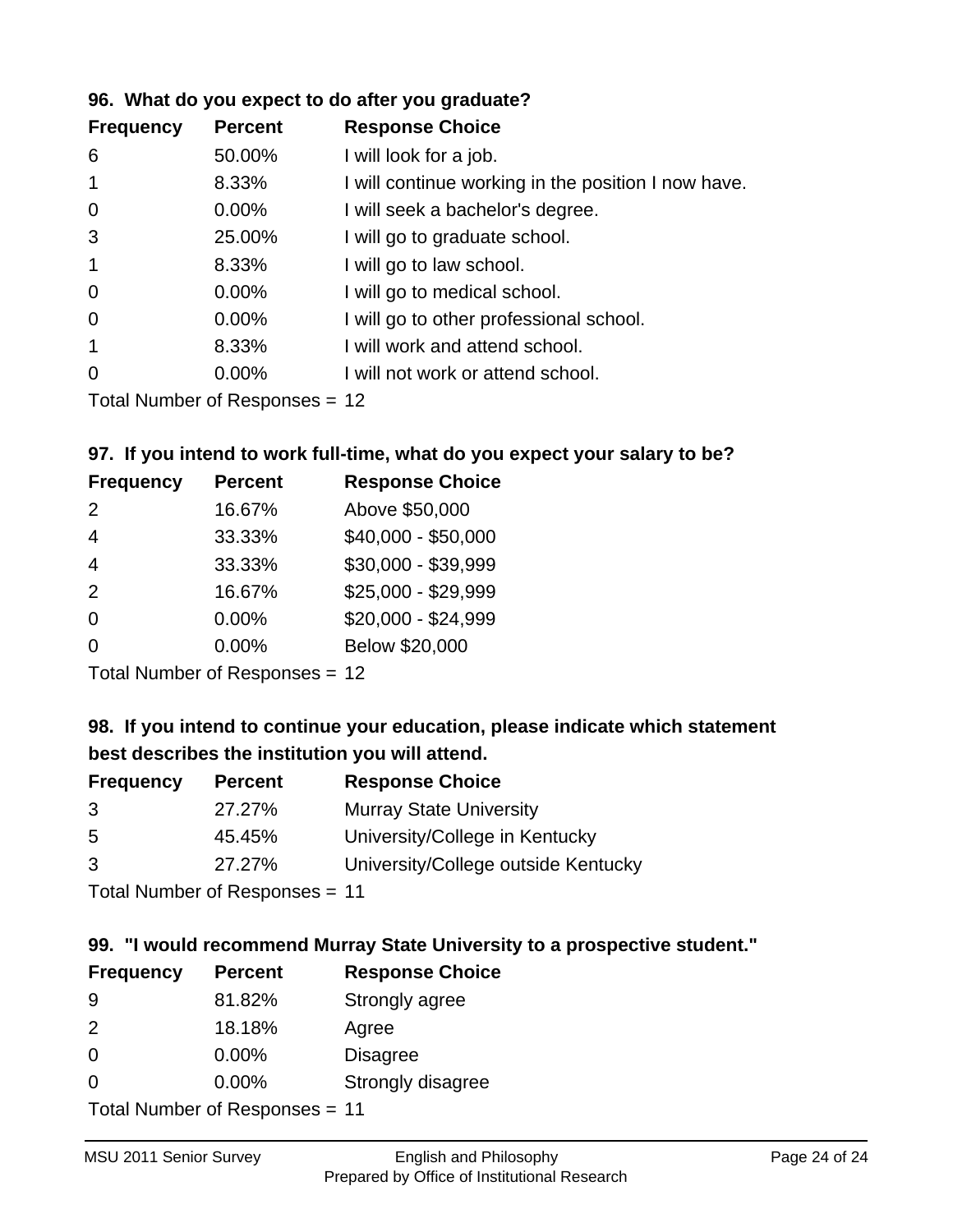### 96. What do you expect to do after you graduate?

| Frequency | Percent | Response Choice |
|---|---|---|
| 6 | 50.00% | I will look for a job. |
| 1 | 8.33% | I will continue working in the position I now have. |
| 0 | 0.00% | I will seek a bachelor's degree. |
| 3 | 25.00% | I will go to graduate school. |
| 1 | 8.33% | I will go to law school. |
| 0 | 0.00% | I will go to medical school. |
| 0 | 0.00% | I will go to other professional school. |
| 1 | 8.33% | I will work and attend school. |
| 0 | 0.00% | I will not work or attend school. |

Total Number of Responses = 12

### 97. If you intend to work full-time, what do you expect your salary to be?

| Frequency | Percent | Response Choice |
|---|---|---|
| 2 | 16.67% | Above $50,000 |
| 4 | 33.33% | $40,000 - $50,000 |
| 4 | 33.33% | $30,000 - $39,999 |
| 2 | 16.67% | $25,000 - $29,999 |
| 0 | 0.00% | $20,000 - $24,999 |
| 0 | 0.00% | Below $20,000 |

Total Number of Responses = 12

### 98. If you intend to continue your education, please indicate which statement best describes the institution you will attend.

| Frequency | Percent | Response Choice |
|---|---|---|
| 3 | 27.27% | Murray State University |
| 5 | 45.45% | University/College in Kentucky |
| 3 | 27.27% | University/College outside Kentucky |

Total Number of Responses = 11

### 99. "I would recommend Murray State University to a prospective student."

| Frequency | Percent | Response Choice |
|---|---|---|
| 9 | 81.82% | Strongly agree |
| 2 | 18.18% | Agree |
| 0 | 0.00% | Disagree |
| 0 | 0.00% | Strongly disagree |

Total Number of Responses = 11